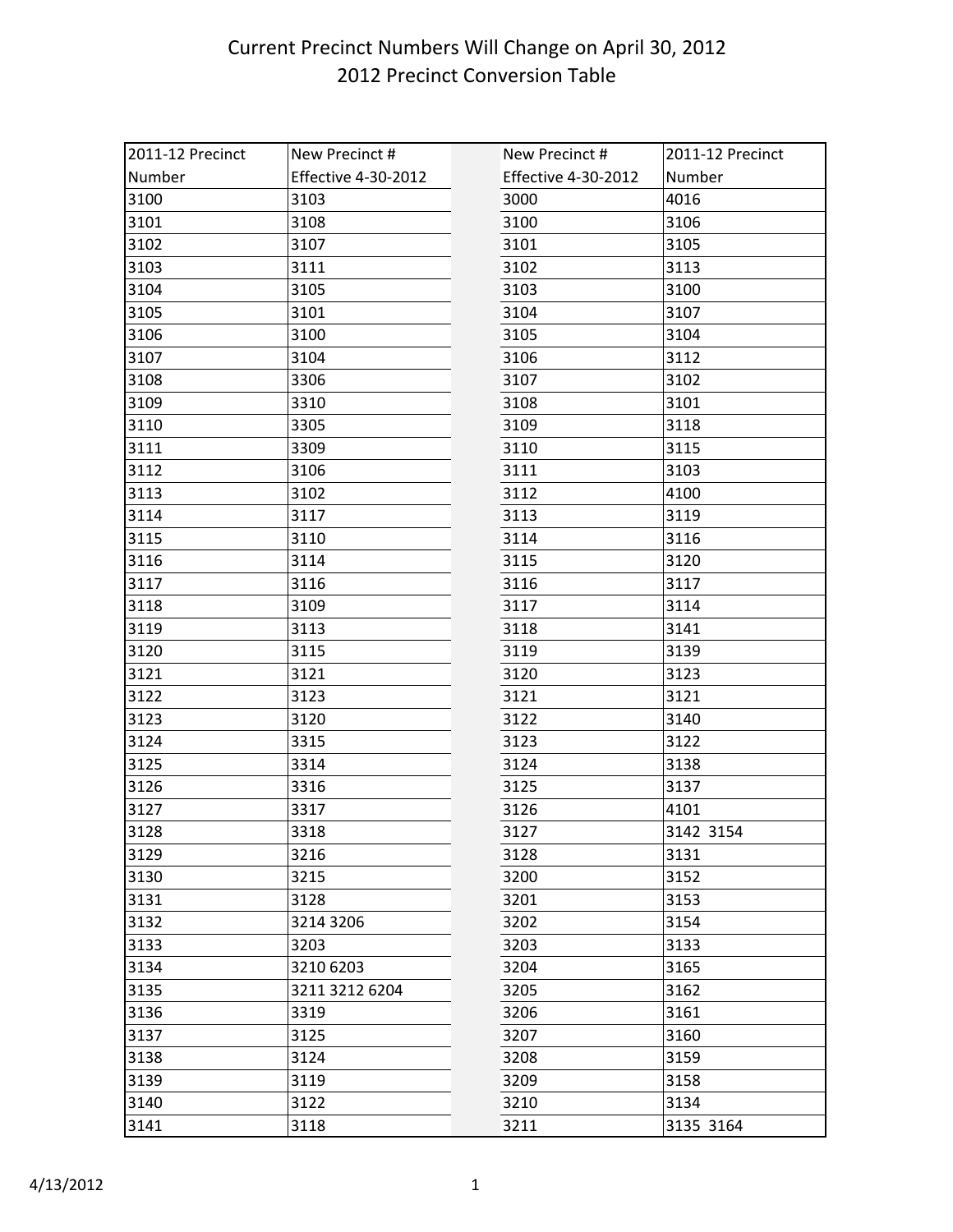# Current Precinct Numbers Will Change on April 30, 2012
## 2012 Precinct Conversion Table

| 2011-12 Precinct Number | New Precinct # Effective 4-30-2012 | | New Precinct # Effective 4-30-2012 | 2011-12 Precinct Number |
|---|---|---|---|---|
| 3100 | 3103 | | 3000 | 4016 |
| 3101 | 3108 | | 3100 | 3106 |
| 3102 | 3107 | | 3101 | 3105 |
| 3103 | 3111 | | 3102 | 3113 |
| 3104 | 3105 | | 3103 | 3100 |
| 3105 | 3101 | | 3104 | 3107 |
| 3106 | 3100 | | 3105 | 3104 |
| 3107 | 3104 | | 3106 | 3112 |
| 3108 | 3306 | | 3107 | 3102 |
| 3109 | 3310 | | 3108 | 3101 |
| 3110 | 3305 | | 3109 | 3118 |
| 3111 | 3309 | | 3110 | 3115 |
| 3112 | 3106 | | 3111 | 3103 |
| 3113 | 3102 | | 3112 | 4100 |
| 3114 | 3117 | | 3113 | 3119 |
| 3115 | 3110 | | 3114 | 3116 |
| 3116 | 3114 | | 3115 | 3120 |
| 3117 | 3116 | | 3116 | 3117 |
| 3118 | 3109 | | 3117 | 3114 |
| 3119 | 3113 | | 3118 | 3141 |
| 3120 | 3115 | | 3119 | 3139 |
| 3121 | 3121 | | 3120 | 3123 |
| 3122 | 3123 | | 3121 | 3121 |
| 3123 | 3120 | | 3122 | 3140 |
| 3124 | 3315 | | 3123 | 3122 |
| 3125 | 3314 | | 3124 | 3138 |
| 3126 | 3316 | | 3125 | 3137 |
| 3127 | 3317 | | 3126 | 4101 |
| 3128 | 3318 | | 3127 | 3142 3154 |
| 3129 | 3216 | | 3128 | 3131 |
| 3130 | 3215 | | 3200 | 3152 |
| 3131 | 3128 | | 3201 | 3153 |
| 3132 | 3214 3206 | | 3202 | 3154 |
| 3133 | 3203 | | 3203 | 3133 |
| 3134 | 3210 6203 | | 3204 | 3165 |
| 3135 | 3211 3212 6204 | | 3205 | 3162 |
| 3136 | 3319 | | 3206 | 3161 |
| 3137 | 3125 | | 3207 | 3160 |
| 3138 | 3124 | | 3208 | 3159 |
| 3139 | 3119 | | 3209 | 3158 |
| 3140 | 3122 | | 3210 | 3134 |
| 3141 | 3118 | | 3211 | 3135 3164 |

4/13/2012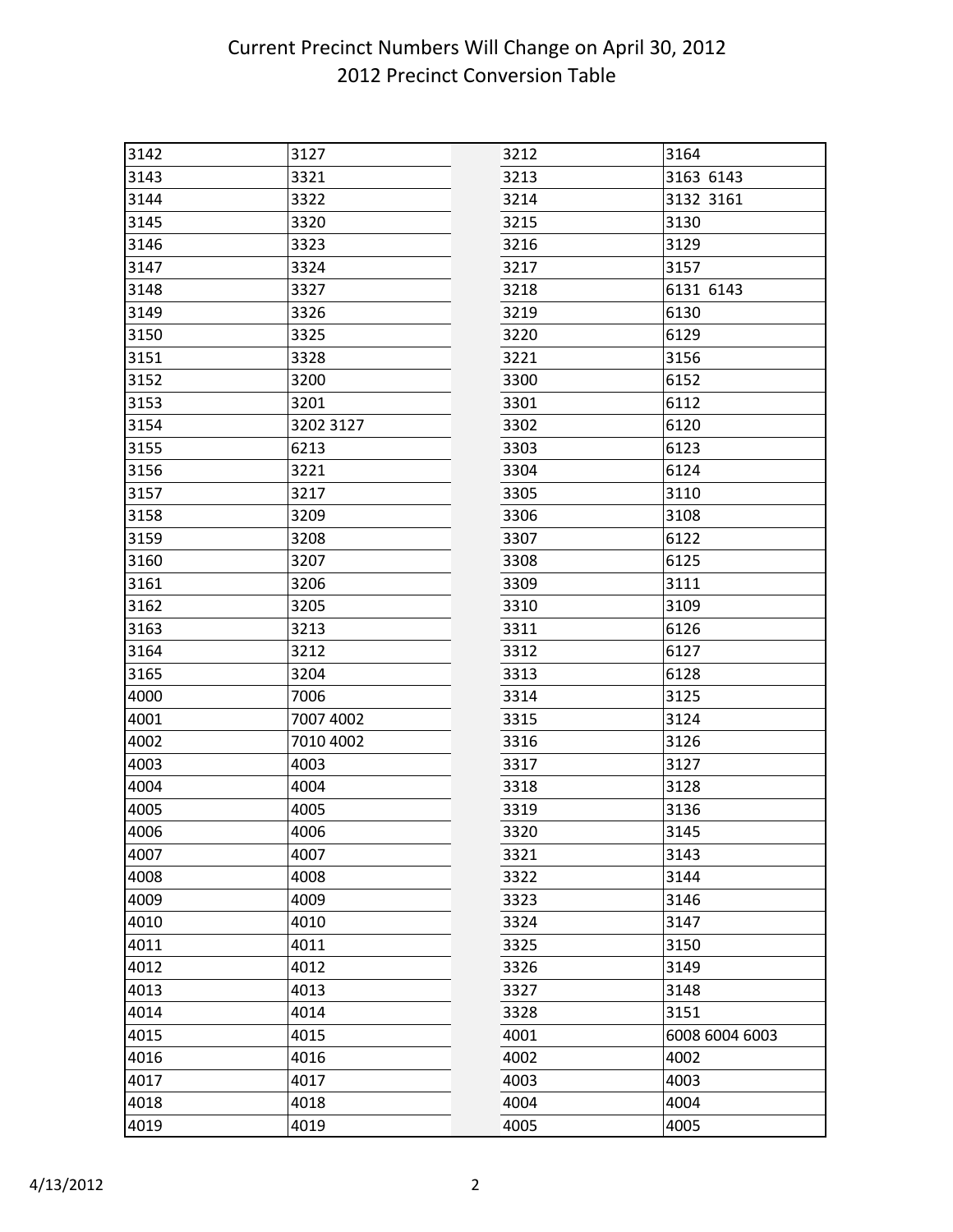# Current Precinct Numbers Will Change on April 30, 2012
## 2012 Precinct Conversion Table

| | |
|---|---|
| 3142 | 3127 |
| 3143 | 3321 |
| 3144 | 3322 |
| 3145 | 3320 |
| 3146 | 3323 |
| 3147 | 3324 |
| 3148 | 3327 |
| 3149 | 3326 |
| 3150 | 3325 |
| 3151 | 3328 |
| 3152 | 3200 |
| 3153 | 3201 |
| 3154 | 3202 3127 |
| 3155 | 6213 |
| 3156 | 3221 |
| 3157 | 3217 |
| 3158 | 3209 |
| 3159 | 3208 |
| 3160 | 3207 |
| 3161 | 3206 |
| 3162 | 3205 |
| 3163 | 3213 |
| 3164 | 3212 |
| 3165 | 3204 |
| 4000 | 7006 |
| 4001 | 7007 4002 |
| 4002 | 7010 4002 |
| 4003 | 4003 |
| 4004 | 4004 |
| 4005 | 4005 |
| 4006 | 4006 |
| 4007 | 4007 |
| 4008 | 4008 |
| 4009 | 4009 |
| 4010 | 4010 |
| 4011 | 4011 |
| 4012 | 4012 |
| 4013 | 4013 |
| 4014 | 4014 |
| 4015 | 4015 |
| 4016 | 4016 |
| 4017 | 4017 |
| 4018 | 4018 |
| 4019 | 4019 |
| 3212 | 3164 |
| 3213 | 3163 6143 |
| 3214 | 3132 3161 |
| 3215 | 3130 |
| 3216 | 3129 |
| 3217 | 3157 |
| 3218 | 6131 6143 |
| 3219 | 6130 |
| 3220 | 6129 |
| 3221 | 3156 |
| 3300 | 6152 |
| 3301 | 6112 |
| 3302 | 6120 |
| 3303 | 6123 |
| 3304 | 6124 |
| 3305 | 3110 |
| 3306 | 3108 |
| 3307 | 6122 |
| 3308 | 6125 |
| 3309 | 3111 |
| 3310 | 3109 |
| 3311 | 6126 |
| 3312 | 6127 |
| 3313 | 6128 |
| 3314 | 3125 |
| 3315 | 3124 |
| 3316 | 3126 |
| 3317 | 3127 |
| 3318 | 3128 |
| 3319 | 3136 |
| 3320 | 3145 |
| 3321 | 3143 |
| 3322 | 3144 |
| 3323 | 3146 |
| 3324 | 3147 |
| 3325 | 3150 |
| 3326 | 3149 |
| 3327 | 3148 |
| 3328 | 3151 |
| 4001 | 6008 6004 6003 |
| 4002 | 4002 |
| 4003 | 4003 |
| 4004 | 4004 |
| 4005 | 4005 |

4/13/2012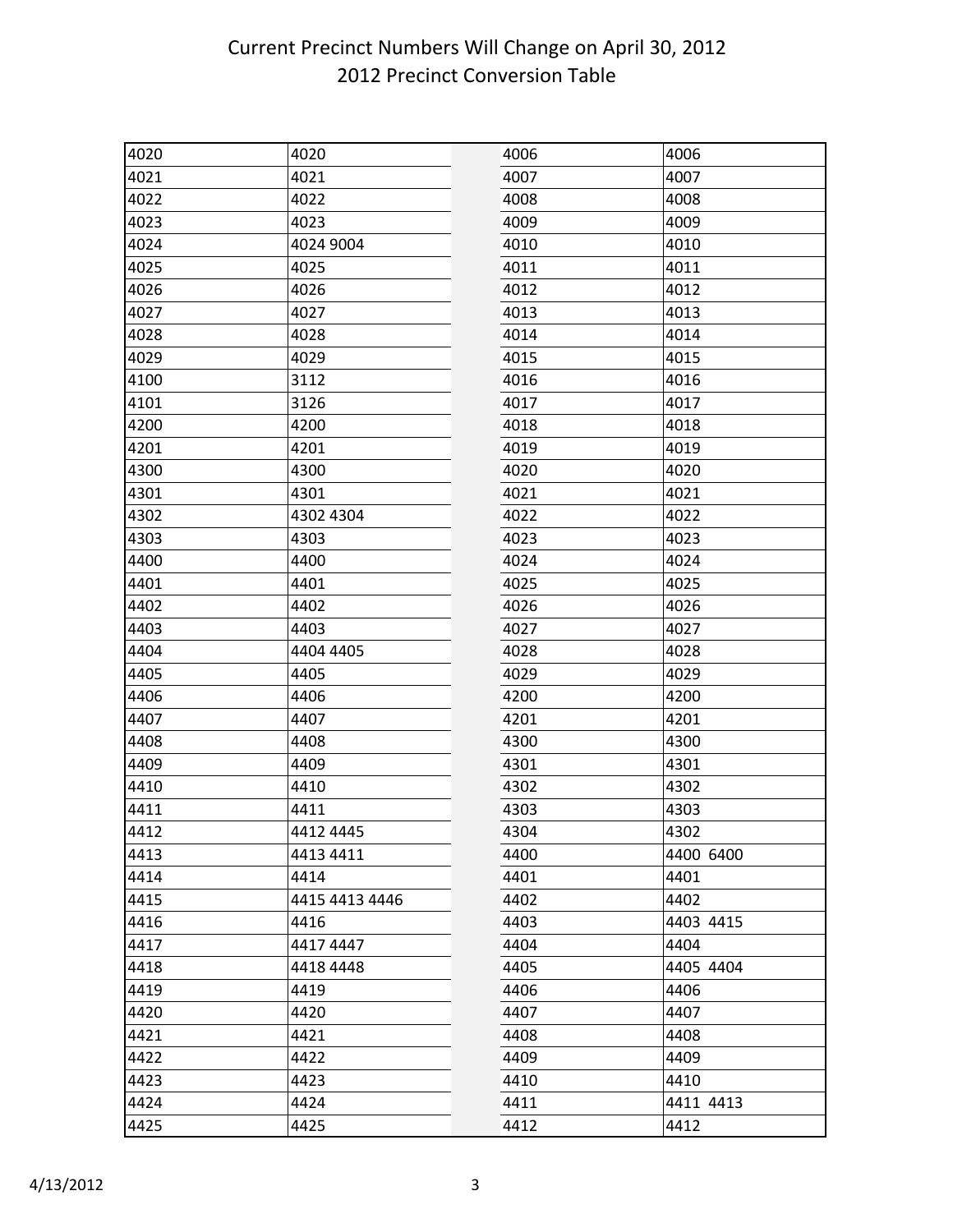# Current Precinct Numbers Will Change on April 30, 2012
## 2012 Precinct Conversion Table

| | | | |
|---|---|---|---|
| 4020 | 4020 | 4006 | 4006 |
| 4021 | 4021 | 4007 | 4007 |
| 4022 | 4022 | 4008 | 4008 |
| 4023 | 4023 | 4009 | 4009 |
| 4024 | 4024 9004 | 4010 | 4010 |
| 4025 | 4025 | 4011 | 4011 |
| 4026 | 4026 | 4012 | 4012 |
| 4027 | 4027 | 4013 | 4013 |
| 4028 | 4028 | 4014 | 4014 |
| 4029 | 4029 | 4015 | 4015 |
| 4100 | 3112 | 4016 | 4016 |
| 4101 | 3126 | 4017 | 4017 |
| 4200 | 4200 | 4018 | 4018 |
| 4201 | 4201 | 4019 | 4019 |
| 4300 | 4300 | 4020 | 4020 |
| 4301 | 4301 | 4021 | 4021 |
| 4302 | 4302 4304 | 4022 | 4022 |
| 4303 | 4303 | 4023 | 4023 |
| 4400 | 4400 | 4024 | 4024 |
| 4401 | 4401 | 4025 | 4025 |
| 4402 | 4402 | 4026 | 4026 |
| 4403 | 4403 | 4027 | 4027 |
| 4404 | 4404 4405 | 4028 | 4028 |
| 4405 | 4405 | 4029 | 4029 |
| 4406 | 4406 | 4200 | 4200 |
| 4407 | 4407 | 4201 | 4201 |
| 4408 | 4408 | 4300 | 4300 |
| 4409 | 4409 | 4301 | 4301 |
| 4410 | 4410 | 4302 | 4302 |
| 4411 | 4411 | 4303 | 4303 |
| 4412 | 4412 4445 | 4304 | 4302 |
| 4413 | 4413 4411 | 4400 | 4400 6400 |
| 4414 | 4414 | 4401 | 4401 |
| 4415 | 4415 4413 4446 | 4402 | 4402 |
| 4416 | 4416 | 4403 | 4403 4415 |
| 4417 | 4417 4447 | 4404 | 4404 |
| 4418 | 4418 4448 | 4405 | 4405 4404 |
| 4419 | 4419 | 4406 | 4406 |
| 4420 | 4420 | 4407 | 4407 |
| 4421 | 4421 | 4408 | 4408 |
| 4422 | 4422 | 4409 | 4409 |
| 4423 | 4423 | 4410 | 4410 |
| 4424 | 4424 | 4411 | 4411 4413 |
| 4425 | 4425 | 4412 | 4412 |

4/13/2012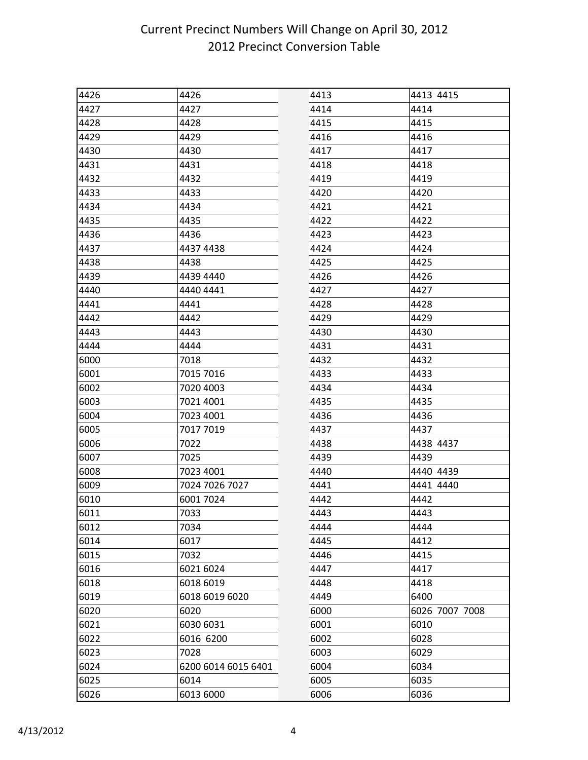# Current Precinct Numbers Will Change on April 30, 2012
## 2012 Precinct Conversion Table

| | | | | |
|---|---|---|---|---|
| 4426 | 4426 | | 4413 | 4413 4415 |
| 4427 | 4427 | | 4414 | 4414 |
| 4428 | 4428 | | 4415 | 4415 |
| 4429 | 4429 | | 4416 | 4416 |
| 4430 | 4430 | | 4417 | 4417 |
| 4431 | 4431 | | 4418 | 4418 |
| 4432 | 4432 | | 4419 | 4419 |
| 4433 | 4433 | | 4420 | 4420 |
| 4434 | 4434 | | 4421 | 4421 |
| 4435 | 4435 | | 4422 | 4422 |
| 4436 | 4436 | | 4423 | 4423 |
| 4437 | 4437 4438 | | 4424 | 4424 |
| 4438 | 4438 | | 4425 | 4425 |
| 4439 | 4439 4440 | | 4426 | 4426 |
| 4440 | 4440 4441 | | 4427 | 4427 |
| 4441 | 4441 | | 4428 | 4428 |
| 4442 | 4442 | | 4429 | 4429 |
| 4443 | 4443 | | 4430 | 4430 |
| 4444 | 4444 | | 4431 | 4431 |
| 6000 | 7018 | | 4432 | 4432 |
| 6001 | 7015 7016 | | 4433 | 4433 |
| 6002 | 7020 4003 | | 4434 | 4434 |
| 6003 | 7021 4001 | | 4435 | 4435 |
| 6004 | 7023 4001 | | 4436 | 4436 |
| 6005 | 7017 7019 | | 4437 | 4437 |
| 6006 | 7022 | | 4438 | 4438 4437 |
| 6007 | 7025 | | 4439 | 4439 |
| 6008 | 7023 4001 | | 4440 | 4440 4439 |
| 6009 | 7024 7026 7027 | | 4441 | 4441 4440 |
| 6010 | 6001 7024 | | 4442 | 4442 |
| 6011 | 7033 | | 4443 | 4443 |
| 6012 | 7034 | | 4444 | 4444 |
| 6014 | 6017 | | 4445 | 4412 |
| 6015 | 7032 | | 4446 | 4415 |
| 6016 | 6021 6024 | | 4447 | 4417 |
| 6018 | 6018 6019 | | 4448 | 4418 |
| 6019 | 6018 6019 6020 | | 4449 | 6400 |
| 6020 | 6020 | | 6000 | 6026 7007 7008 |
| 6021 | 6030 6031 | | 6001 | 6010 |
| 6022 | 6016 6200 | | 6002 | 6028 |
| 6023 | 7028 | | 6003 | 6029 |
| 6024 | 6200 6014 6015 6401 | | 6004 | 6034 |
| 6025 | 6014 | | 6005 | 6035 |
| 6026 | 6013 6000 | | 6006 | 6036 |

4/13/2012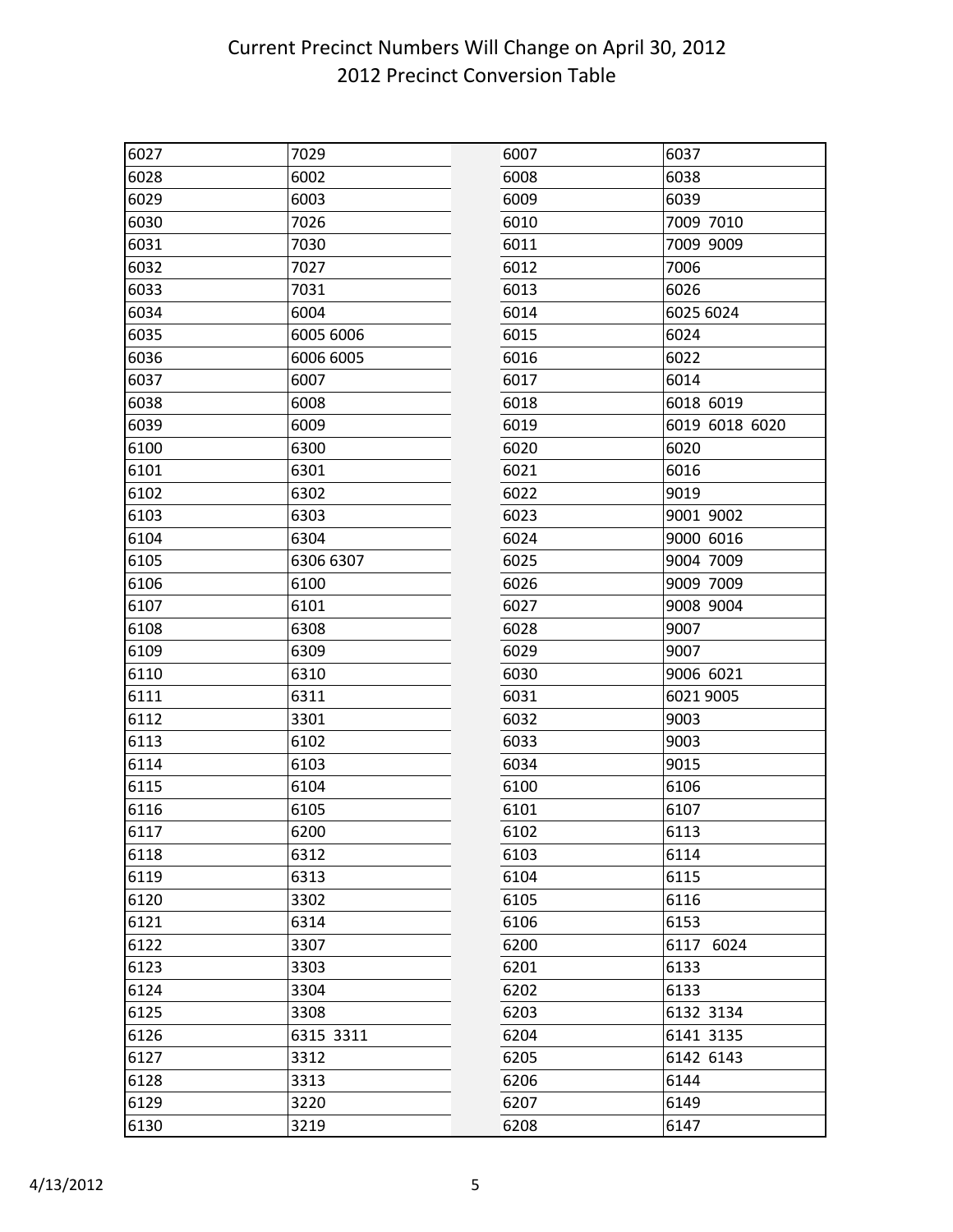# Current Precinct Numbers Will Change on April 30, 2012
## 2012 Precinct Conversion Table

| | |
|---|---|
| 6027 | 7029 |
| 6028 | 6002 |
| 6029 | 6003 |
| 6030 | 7026 |
| 6031 | 7030 |
| 6032 | 7027 |
| 6033 | 7031 |
| 6034 | 6004 |
| 6035 | 6005 6006 |
| 6036 | 6006 6005 |
| 6037 | 6007 |
| 6038 | 6008 |
| 6039 | 6009 |
| 6100 | 6300 |
| 6101 | 6301 |
| 6102 | 6302 |
| 6103 | 6303 |
| 6104 | 6304 |
| 6105 | 6306 6307 |
| 6106 | 6100 |
| 6107 | 6101 |
| 6108 | 6308 |
| 6109 | 6309 |
| 6110 | 6310 |
| 6111 | 6311 |
| 6112 | 3301 |
| 6113 | 6102 |
| 6114 | 6103 |
| 6115 | 6104 |
| 6116 | 6105 |
| 6117 | 6200 |
| 6118 | 6312 |
| 6119 | 6313 |
| 6120 | 3302 |
| 6121 | 6314 |
| 6122 | 3307 |
| 6123 | 3303 |
| 6124 | 3304 |
| 6125 | 3308 |
| 6126 | 6315 3311 |
| 6127 | 3312 |
| 6128 | 3313 |
| 6129 | 3220 |
| 6130 | 3219 |

| | |
|---|---|
| 6007 | 6037 |
| 6008 | 6038 |
| 6009 | 6039 |
| 6010 | 7009 7010 |
| 6011 | 7009 9009 |
| 6012 | 7006 |
| 6013 | 6026 |
| 6014 | 6025 6024 |
| 6015 | 6024 |
| 6016 | 6022 |
| 6017 | 6014 |
| 6018 | 6018 6019 |
| 6019 | 6019 6018 6020 |
| 6020 | 6020 |
| 6021 | 6016 |
| 6022 | 9019 |
| 6023 | 9001 9002 |
| 6024 | 9000 6016 |
| 6025 | 9004 7009 |
| 6026 | 9009 7009 |
| 6027 | 9008 9004 |
| 6028 | 9007 |
| 6029 | 9007 |
| 6030 | 9006 6021 |
| 6031 | 6021 9005 |
| 6032 | 9003 |
| 6033 | 9003 |
| 6034 | 9015 |
| 6100 | 6106 |
| 6101 | 6107 |
| 6102 | 6113 |
| 6103 | 6114 |
| 6104 | 6115 |
| 6105 | 6116 |
| 6106 | 6153 |
| 6200 | 6117 6024 |
| 6201 | 6133 |
| 6202 | 6133 |
| 6203 | 6132 3134 |
| 6204 | 6141 3135 |
| 6205 | 6142 6143 |
| 6206 | 6144 |
| 6207 | 6149 |
| 6208 | 6147 |

4/13/2012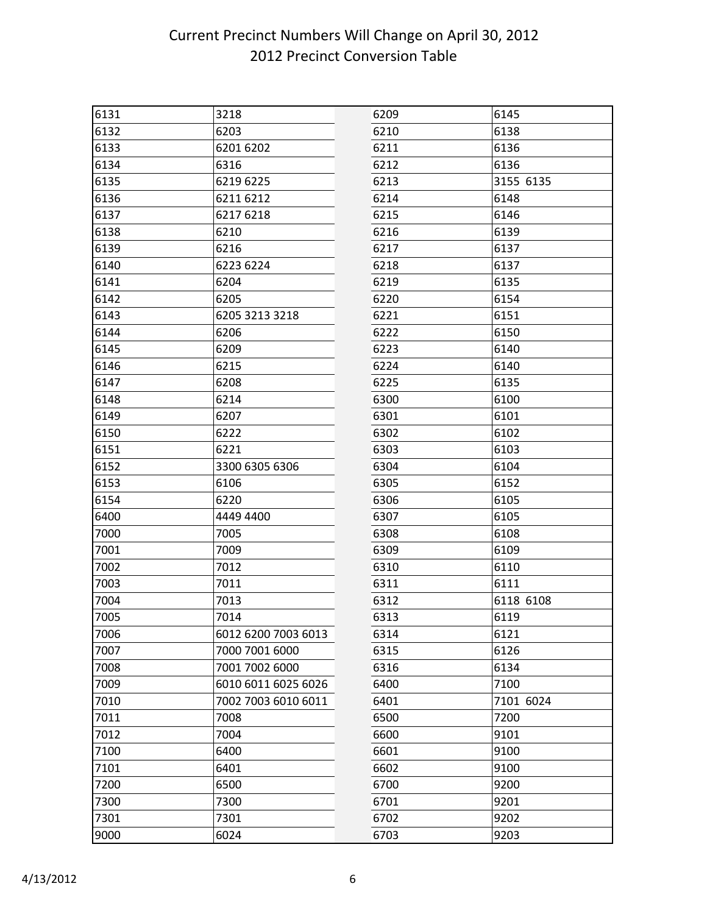# Current Precinct Numbers Will Change on April 30, 2012
## 2012 Precinct Conversion Table

| | | | |
|---|---|---|---|
| 6131 | 3218 | 6209 | 6145 |
| 6132 | 6203 | 6210 | 6138 |
| 6133 | 6201 6202 | 6211 | 6136 |
| 6134 | 6316 | 6212 | 6136 |
| 6135 | 6219 6225 | 6213 | 3155 6135 |
| 6136 | 6211 6212 | 6214 | 6148 |
| 6137 | 6217 6218 | 6215 | 6146 |
| 6138 | 6210 | 6216 | 6139 |
| 6139 | 6216 | 6217 | 6137 |
| 6140 | 6223 6224 | 6218 | 6137 |
| 6141 | 6204 | 6219 | 6135 |
| 6142 | 6205 | 6220 | 6154 |
| 6143 | 6205 3213 3218 | 6221 | 6151 |
| 6144 | 6206 | 6222 | 6150 |
| 6145 | 6209 | 6223 | 6140 |
| 6146 | 6215 | 6224 | 6140 |
| 6147 | 6208 | 6225 | 6135 |
| 6148 | 6214 | 6300 | 6100 |
| 6149 | 6207 | 6301 | 6101 |
| 6150 | 6222 | 6302 | 6102 |
| 6151 | 6221 | 6303 | 6103 |
| 6152 | 3300 6305 6306 | 6304 | 6104 |
| 6153 | 6106 | 6305 | 6152 |
| 6154 | 6220 | 6306 | 6105 |
| 6400 | 4449 4400 | 6307 | 6105 |
| 7000 | 7005 | 6308 | 6108 |
| 7001 | 7009 | 6309 | 6109 |
| 7002 | 7012 | 6310 | 6110 |
| 7003 | 7011 | 6311 | 6111 |
| 7004 | 7013 | 6312 | 6118 6108 |
| 7005 | 7014 | 6313 | 6119 |
| 7006 | 6012 6200 7003 6013 | 6314 | 6121 |
| 7007 | 7000 7001 6000 | 6315 | 6126 |
| 7008 | 7001 7002 6000 | 6316 | 6134 |
| 7009 | 6010 6011 6025 6026 | 6400 | 7100 |
| 7010 | 7002 7003 6010 6011 | 6401 | 7101 6024 |
| 7011 | 7008 | 6500 | 7200 |
| 7012 | 7004 | 6600 | 9101 |
| 7100 | 6400 | 6601 | 9100 |
| 7101 | 6401 | 6602 | 9100 |
| 7200 | 6500 | 6700 | 9200 |
| 7300 | 7300 | 6701 | 9201 |
| 7301 | 7301 | 6702 | 9202 |
| 9000 | 6024 | 6703 | 9203 |

4/13/2012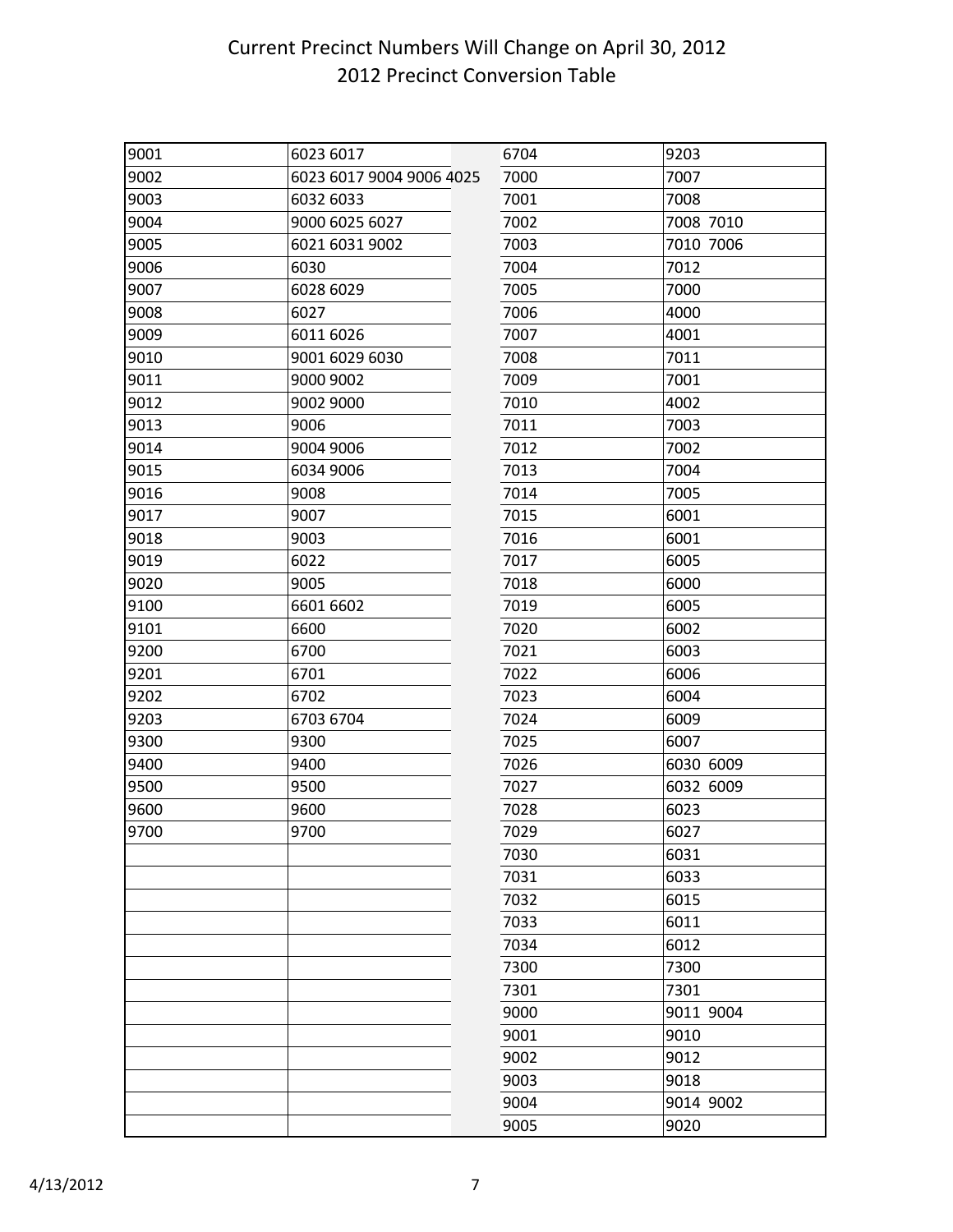# Current Precinct Numbers Will Change on April 30, 2012
## 2012 Precinct Conversion Table

| | | | | |
|---|---|---|---|---|
| 9001 | 6023 6017 | | 6704 | 9203 |
| 9002 | 6023 6017 9004 9006 4025 | | 7000 | 7007 |
| 9003 | 6032 6033 | | 7001 | 7008 |
| 9004 | 9000 6025 6027 | | 7002 | 7008 7010 |
| 9005 | 6021 6031 9002 | | 7003 | 7010 7006 |
| 9006 | 6030 | | 7004 | 7012 |
| 9007 | 6028 6029 | | 7005 | 7000 |
| 9008 | 6027 | | 7006 | 4000 |
| 9009 | 6011 6026 | | 7007 | 4001 |
| 9010 | 9001 6029 6030 | | 7008 | 7011 |
| 9011 | 9000 9002 | | 7009 | 7001 |
| 9012 | 9002 9000 | | 7010 | 4002 |
| 9013 | 9006 | | 7011 | 7003 |
| 9014 | 9004 9006 | | 7012 | 7002 |
| 9015 | 6034 9006 | | 7013 | 7004 |
| 9016 | 9008 | | 7014 | 7005 |
| 9017 | 9007 | | 7015 | 6001 |
| 9018 | 9003 | | 7016 | 6001 |
| 9019 | 6022 | | 7017 | 6005 |
| 9020 | 9005 | | 7018 | 6000 |
| 9100 | 6601 6602 | | 7019 | 6005 |
| 9101 | 6600 | | 7020 | 6002 |
| 9200 | 6700 | | 7021 | 6003 |
| 9201 | 6701 | | 7022 | 6006 |
| 9202 | 6702 | | 7023 | 6004 |
| 9203 | 6703 6704 | | 7024 | 6009 |
| 9300 | 9300 | | 7025 | 6007 |
| 9400 | 9400 | | 7026 | 6030 6009 |
| 9500 | 9500 | | 7027 | 6032 6009 |
| 9600 | 9600 | | 7028 | 6023 |
| 9700 | 9700 | | 7029 | 6027 |
| | | | 7030 | 6031 |
| | | | 7031 | 6033 |
| | | | 7032 | 6015 |
| | | | 7033 | 6011 |
| | | | 7034 | 6012 |
| | | | 7300 | 7300 |
| | | | 7301 | 7301 |
| | | | 9000 | 9011 9004 |
| | | | 9001 | 9010 |
| | | | 9002 | 9012 |
| | | | 9003 | 9018 |
| | | | 9004 | 9014 9002 |
| | | | 9005 | 9020 |

4/13/2012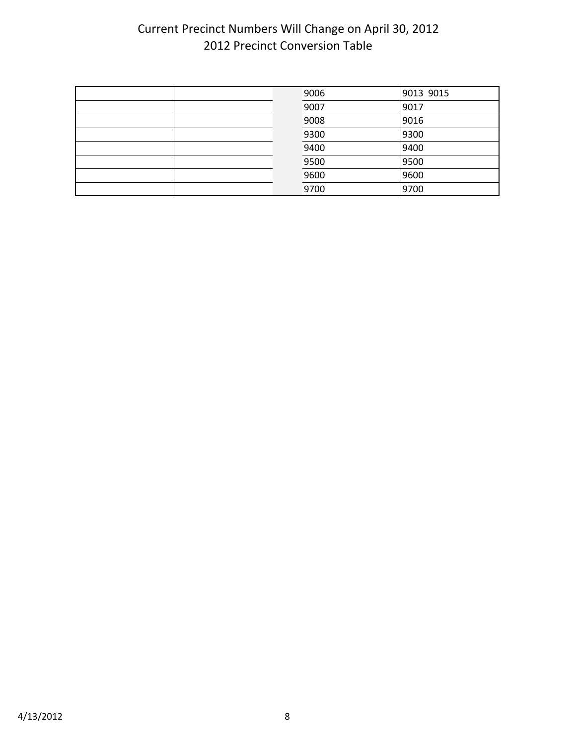# Current Precinct Numbers Will Change on April 30, 2012
## 2012 Precinct Conversion Table

| | | | | |
|---|---|---|---|---|
| | | | 9006 | 9013 9015 |
| | | | 9007 | 9017 |
| | | | 9008 | 9016 |
| | | | 9300 | 9300 |
| | | | 9400 | 9400 |
| | | | 9500 | 9500 |
| | | | 9600 | 9600 |
| | | | 9700 | 9700 |

4/13/2012